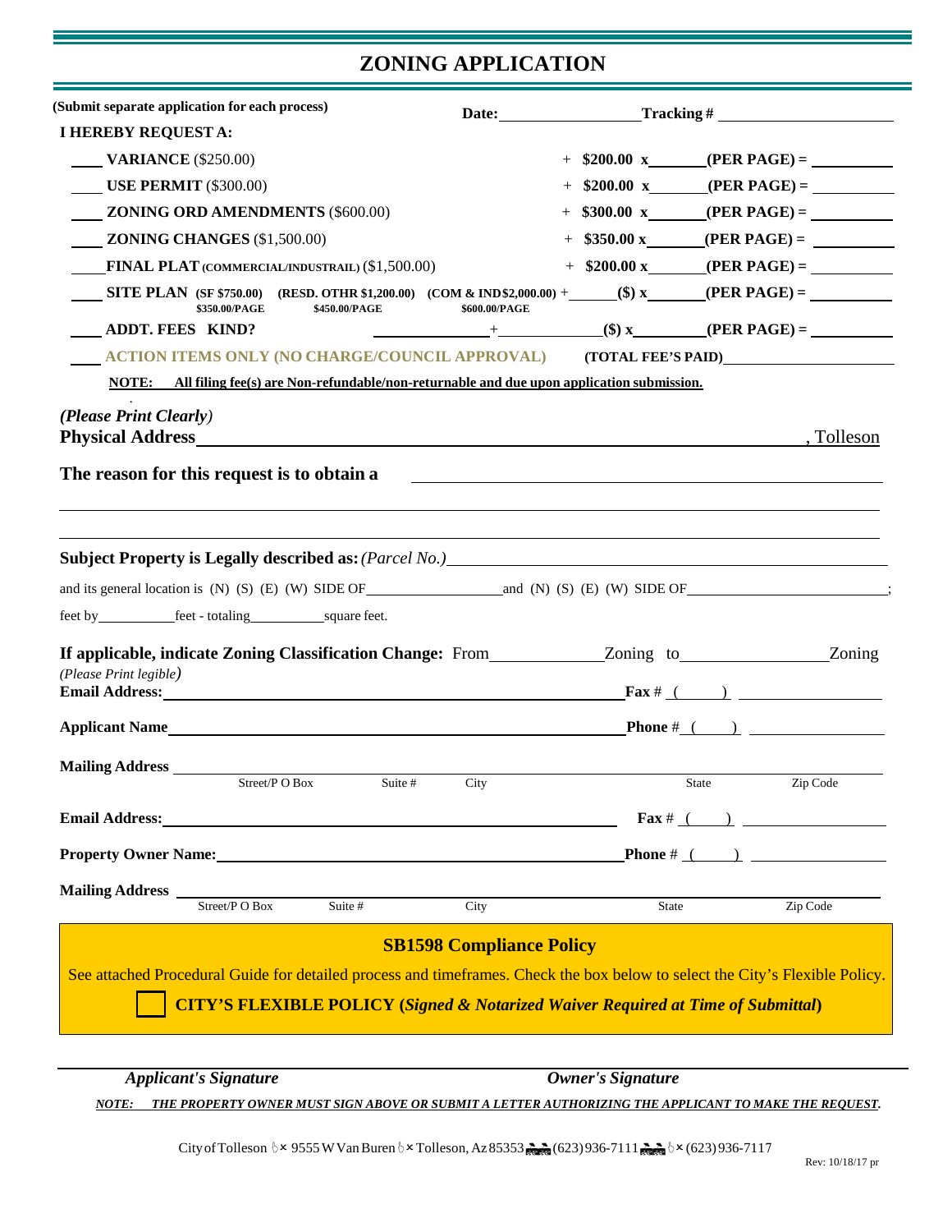# ZONING APPLICATION

**(Submit separate application for each process)** **Date:** ________ **Tracking #** ________

**I HEREBY REQUEST A:**

| | | |
|---|---|---|
| ____ **VARIANCE** ($250.00) | + **$200.00 x** ______ **(PER PAGE) =** ______ |
| ____ **USE PERMIT** ($300.00) | + **$200.00 x** ______ **(PER PAGE) =** ______ |
| ____ **ZONING ORD AMENDMENTS** ($600.00) | + **$300.00 x** ______ **(PER PAGE) =** ______ |
| ____ **ZONING CHANGES** ($1,500.00) | + **$350.00 x** ______ **(PER PAGE) =** ______ |
| ____ **FINAL PLAT** (COMMERCIAL/INDUSTRAIL) ($1,500.00) | + **$200.00 x** ______ **(PER PAGE) =** ______ |
| ____ **SITE PLAN** (SF $750.00) $350.00/PAGE (RESD. OTHR $1,200.00) $450.00/PAGE (COM & IND $2,000.00) $600.00/PAGE | + ______ **($) x** ______ **(PER PAGE) =** ______ |
| ____ **ADDT. FEES KIND?** ______ | + ______ **($) x** ______ **(PER PAGE) =** ______ |
| ____ **ACTION ITEMS ONLY (NO CHARGE/COUNCIL APPROVAL)** | **(TOTAL FEE'S PAID)** ______ |

**NOTE: All filing fee(s) are Non-refundable/non-returnable and due upon application submission.**

*(Please Print Clearly)*

**Physical Address** ____________________________________________, Tolleson

**The reason for this request is to obtain a** ____________________________________________

____________________________________________

____________________________________________

**Subject Property is Legally described as:** *(Parcel No.)* ____________________________________________

and its general location is (N) (S) (E) (W) SIDE OF ______________ and (N) (S) (E) (W) SIDE OF ______________;

feet by ________ feet - totaling ________ square feet.

**If applicable, indicate Zoning Classification Change:** From ________ Zoning to ________ Zoning

*(Please Print legible)*

**Email Address:** ______________________________ **Fax #** ( ) ______________

**Applicant Name** ______________________________ **Phone #** ( ) ______________

**Mailing Address** ______________________________________________

Street/P O Box | Suite # | City | State | Zip Code

**Email Address:** ______________________________ **Fax #** ( ) ______________

**Property Owner Name:** ______________________________ **Phone #** ( ) ______________

**Mailing Address** ______________________________________________

Street/P O Box | Suite # | City | State | Zip Code

## SB1598 Compliance Policy

See attached Procedural Guide for detailed process and timeframes. Check the box below to select the City's Flexible Policy.

☐ **CITY'S FLEXIBLE POLICY (*Signed & Notarized Waiver Required at Time of Submittal*)**

______________________________ ______________________________

***Applicant's Signature*** ***Owner's Signature***

***NOTE: THE PROPERTY OWNER MUST SIGN ABOVE OR SUBMIT A LETTER AUTHORIZING THE APPLICANT TO MAKE THE REQUEST.***

City of Tolleson • 9555 W Van Buren • Tolleson, Az 85353 • (623) 936-7111 • (623) 936-7117

Rev: 10/18/17 pr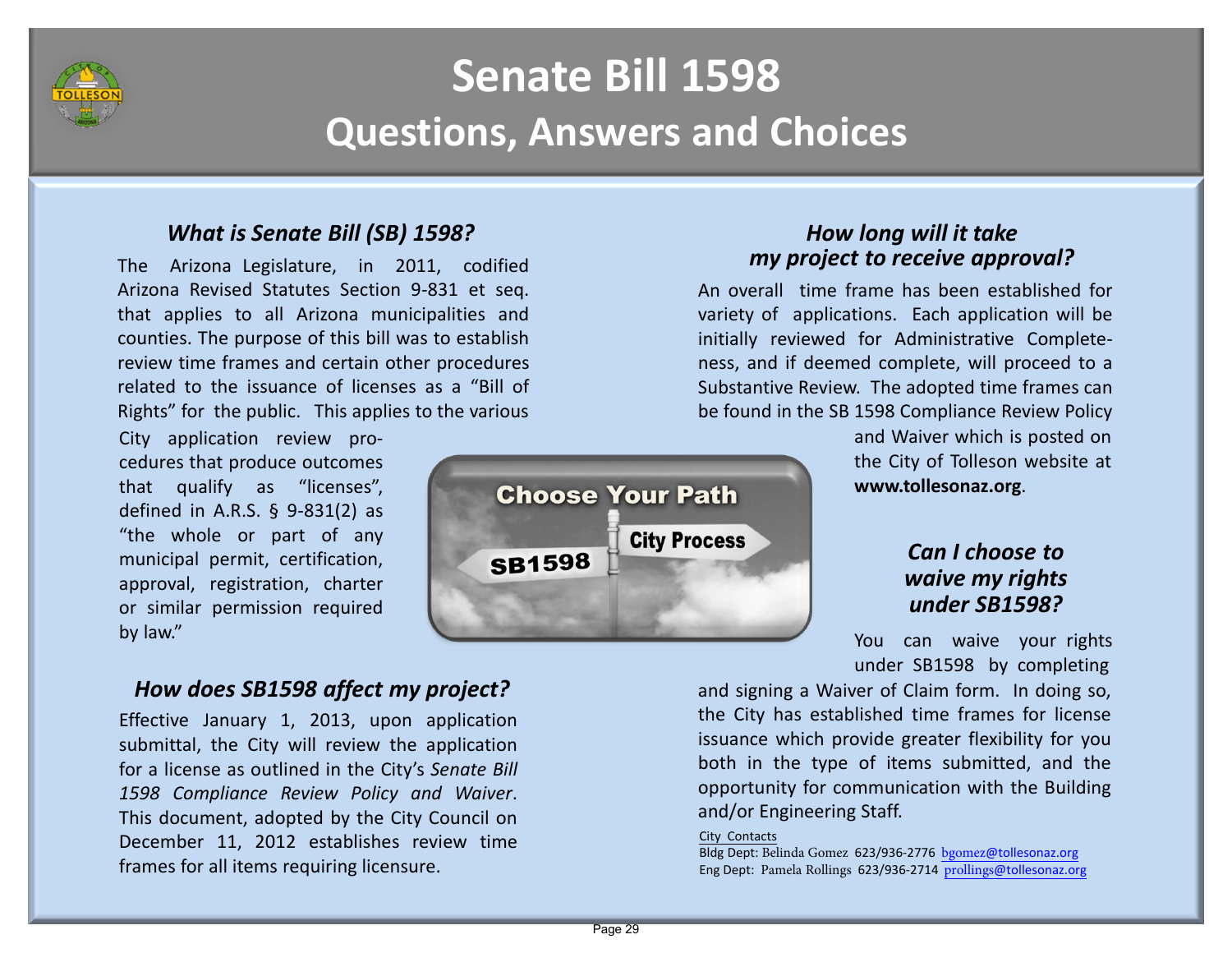# Senate Bill 1598

## Questions, Answers and Choices

### *What is Senate Bill (SB) 1598?*

The Arizona Legislature, in 2011, codified Arizona Revised Statutes Section 9-831 et seq. that applies to all Arizona municipalities and counties. The purpose of this bill was to establish review time frames and certain other procedures related to the issuance of licenses as a "Bill of Rights" for the public. This applies to the various City application review procedures that produce outcomes that qualify as "licenses", defined in A.R.S. § 9-831(2) as "the whole or part of any municipal permit, certification, approval, registration, charter or similar permission required by law."

### *How does SB1598 affect my project?*

Effective January 1, 2013, upon application submittal, the City will review the application for a license as outlined in the City's *Senate Bill 1598 Compliance Review Policy and Waiver*. This document, adopted by the City Council on December 11, 2012 establishes review time frames for all items requiring licensure.

### *How long will it take my project to receive approval?*

An overall time frame has been established for variety of applications. Each application will be initially reviewed for Administrative Completeness, and if deemed complete, will proceed to a Substantive Review. The adopted time frames can be found in the SB 1598 Compliance Review Policy and Waiver which is posted on the City of Tolleson website at **www.tollesonaz.org**.

### *Can I choose to waive my rights under SB1598?*

You can waive your rights under SB1598 by completing and signing a Waiver of Claim form. In doing so, the City has established time frames for license issuance which provide greater flexibility for you both in the type of items submitted, and the opportunity for communication with the Building and/or Engineering Staff.

City Contacts

Bldg Dept: Belinda Gomez 623/936-2776 bgomez@tollesonaz.org

Eng Dept: Pamela Rollings 623/936-2714 prollings@tollesonaz.org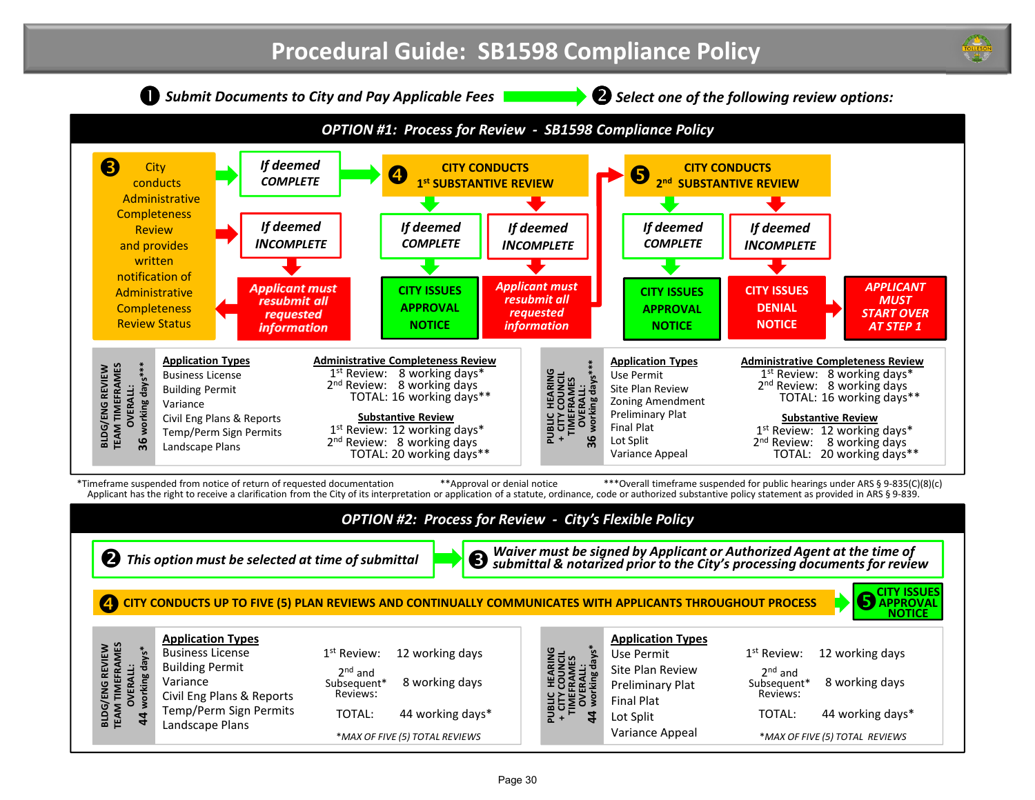# Procedural Guide: SB1598 Compliance Policy

**1** *Submit Documents to City and Pay Applicable Fees* → **2** *Select one of the following review options:*

## OPTION #1: Process for Review - SB1598 Compliance Policy

**3** City conducts Administrative Completeness Review and provides written notification of Administrative Completeness Review Status

- *If deemed COMPLETE* → **4** CITY CONDUCTS 1st SUBSTANTIVE REVIEW
- *If deemed INCOMPLETE* → *Applicant must resubmit all requested information* → back to Step 3

**4** CITY CONDUCTS 1st SUBSTANTIVE REVIEW

- *If deemed COMPLETE* → CITY ISSUES APPROVAL NOTICE
- *If deemed INCOMPLETE* → *Applicant must resubmit all requested information* → **5** CITY CONDUCTS 2nd SUBSTANTIVE REVIEW

**5** CITY CONDUCTS 2nd SUBSTANTIVE REVIEW

- *If deemed COMPLETE* → CITY ISSUES APPROVAL NOTICE
- *If deemed INCOMPLETE* → CITY ISSUES DENIAL NOTICE → *APPLICANT MUST START OVER AT STEP 1*

### BLDG/ENG REVIEW TEAM TIMEFRAMES OVERALL: 36 working days***

**Application Types**
- Business License
- Building Permit
- Variance
- Civil Eng Plans & Reports
- Temp/Perm Sign Permits
- Landscape Plans

**Administrative Completeness Review**
- 1st Review: 8 working days*
- 2nd Review: 8 working days
- TOTAL: 16 working days**

**Substantive Review**
- 1st Review: 12 working days*
- 2nd Review: 8 working days
- TOTAL: 20 working days**

### PUBLIC HEARING + CITY COUNCIL TIMEFRAMES OVERALL: 36 working days***

**Application Types**
- Use Permit
- Site Plan Review
- Zoning Amendment
- Preliminary Plat
- Final Plat
- Lot Split
- Variance Appeal

**Administrative Completeness Review**
- 1st Review: 8 working days*
- 2nd Review: 8 working days
- TOTAL: 16 working days**

**Substantive Review**
- 1st Review: 12 working days*
- 2nd Review: 8 working days
- TOTAL: 20 working days**

*Timeframe suspended from notice of return of requested documentation **Approval or denial notice ***Overall timeframe suspended for public hearings under ARS § 9-835(C)(8)(c)

Applicant has the right to receive a clarification from the City of its interpretation or application of a statute, ordinance, code or authorized substantive policy statement as provided in ARS § 9-839.

## OPTION #2: Process for Review - City's Flexible Policy

**2** *This option must be selected at time of submittal* → **3** *Waiver must be signed by Applicant or Authorized Agent at the time of submittal & notarized prior to the City's processing documents for review*

**4** CITY CONDUCTS UP TO FIVE (5) PLAN REVIEWS AND CONTINUALLY COMMUNICATES WITH APPLICANTS THROUGHOUT PROCESS → **5** CITY ISSUES APPROVAL NOTICE

### BLDG/ENG REVIEW TEAM TIMEFRAMES OVERALL: 44 working days*

**Application Types**
- Business License
- Building Permit
- Variance
- Civil Eng Plans & Reports
- Temp/Perm Sign Permits
- Landscape Plans

| Review | Timeframe |
|---|---|
| 1st Review: | 12 working days |
| 2nd and Subsequent* Reviews: | 8 working days |
| TOTAL: | 44 working days* |

*MAX OF FIVE (5) TOTAL REVIEWS

### PUBLIC HEARING + CITY COUNCIL TIMEFRAMES OVERALL: 44 working days*

**Application Types**
- Use Permit
- Site Plan Review
- Preliminary Plat
- Final Plat
- Lot Split
- Variance Appeal

| Review | Timeframe |
|---|---|
| 1st Review: | 12 working days |
| 2nd and Subsequent* Reviews: | 8 working days |
| TOTAL: | 44 working days* |

*MAX OF FIVE (5) TOTAL REVIEWS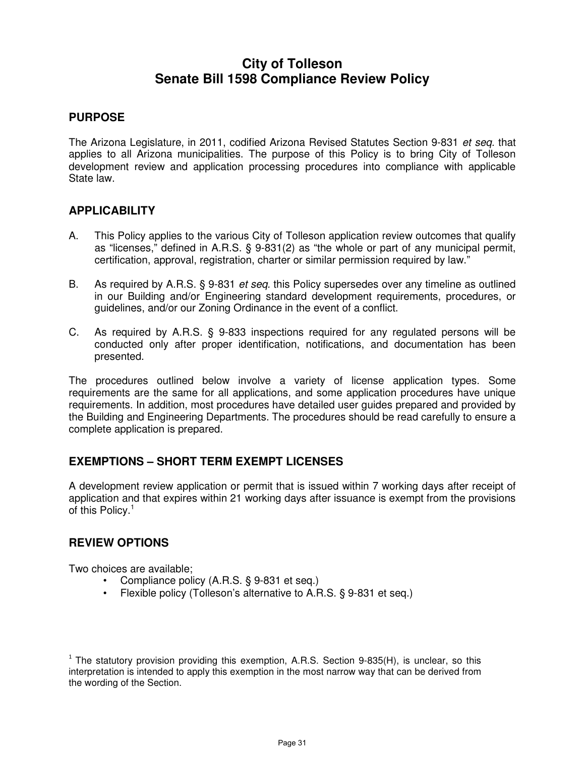# City of Tolleson
# Senate Bill 1598 Compliance Review Policy

## PURPOSE

The Arizona Legislature, in 2011, codified Arizona Revised Statutes Section 9-831 *et seq.* that applies to all Arizona municipalities. The purpose of this Policy is to bring City of Tolleson development review and application processing procedures into compliance with applicable State law.

## APPLICABILITY

A. This Policy applies to the various City of Tolleson application review outcomes that qualify as "licenses," defined in A.R.S. § 9-831(2) as "the whole or part of any municipal permit, certification, approval, registration, charter or similar permission required by law."

B. As required by A.R.S. § 9-831 *et seq.* this Policy supersedes over any timeline as outlined in our Building and/or Engineering standard development requirements, procedures, or guidelines, and/or our Zoning Ordinance in the event of a conflict.

C. As required by A.R.S. § 9-833 inspections required for any regulated persons will be conducted only after proper identification, notifications, and documentation has been presented.

The procedures outlined below involve a variety of license application types. Some requirements are the same for all applications, and some application procedures have unique requirements. In addition, most procedures have detailed user guides prepared and provided by the Building and Engineering Departments. The procedures should be read carefully to ensure a complete application is prepared.

## EXEMPTIONS – SHORT TERM EXEMPT LICENSES

A development review application or permit that is issued within 7 working days after receipt of application and that expires within 21 working days after issuance is exempt from the provisions of this Policy.[1]

## REVIEW OPTIONS

Two choices are available;

- Compliance policy (A.R.S. § 9-831 et seq.)
- Flexible policy (Tolleson's alternative to A.R.S. § 9-831 et seq.)

[1] The statutory provision providing this exemption, A.R.S. Section 9-835(H), is unclear, so this interpretation is intended to apply this exemption in the most narrow way that can be derived from the wording of the Section.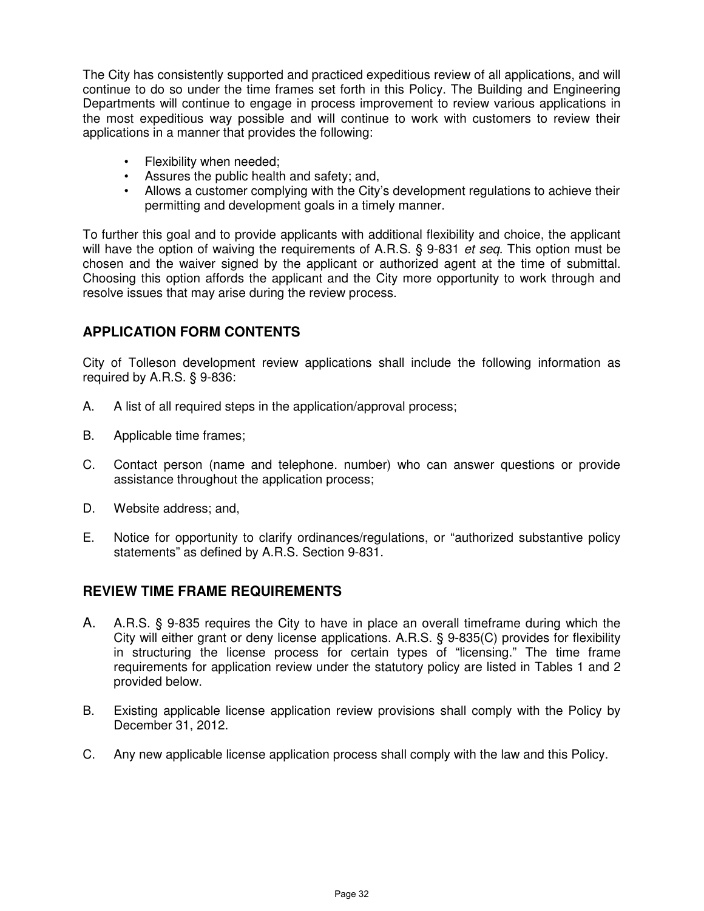The City has consistently supported and practiced expeditious review of all applications, and will continue to do so under the time frames set forth in this Policy. The Building and Engineering Departments will continue to engage in process improvement to review various applications in the most expeditious way possible and will continue to work with customers to review their applications in a manner that provides the following:

- Flexibility when needed;
- Assures the public health and safety; and,
- Allows a customer complying with the City's development regulations to achieve their permitting and development goals in a timely manner.

To further this goal and to provide applicants with additional flexibility and choice, the applicant will have the option of waiving the requirements of A.R.S. § 9-831 *et seq.* This option must be chosen and the waiver signed by the applicant or authorized agent at the time of submittal. Choosing this option affords the applicant and the City more opportunity to work through and resolve issues that may arise during the review process.

## APPLICATION FORM CONTENTS

City of Tolleson development review applications shall include the following information as required by A.R.S. § 9-836:

A. A list of all required steps in the application/approval process;

B. Applicable time frames;

C. Contact person (name and telephone. number) who can answer questions or provide assistance throughout the application process;

D. Website address; and,

E. Notice for opportunity to clarify ordinances/regulations, or "authorized substantive policy statements" as defined by A.R.S. Section 9-831.

## REVIEW TIME FRAME REQUIREMENTS

A. A.R.S. § 9-835 requires the City to have in place an overall timeframe during which the City will either grant or deny license applications. A.R.S. § 9-835(C) provides for flexibility in structuring the license process for certain types of "licensing." The time frame requirements for application review under the statutory policy are listed in Tables 1 and 2 provided below.

B. Existing applicable license application review provisions shall comply with the Policy by December 31, 2012.

C. Any new applicable license application process shall comply with the law and this Policy.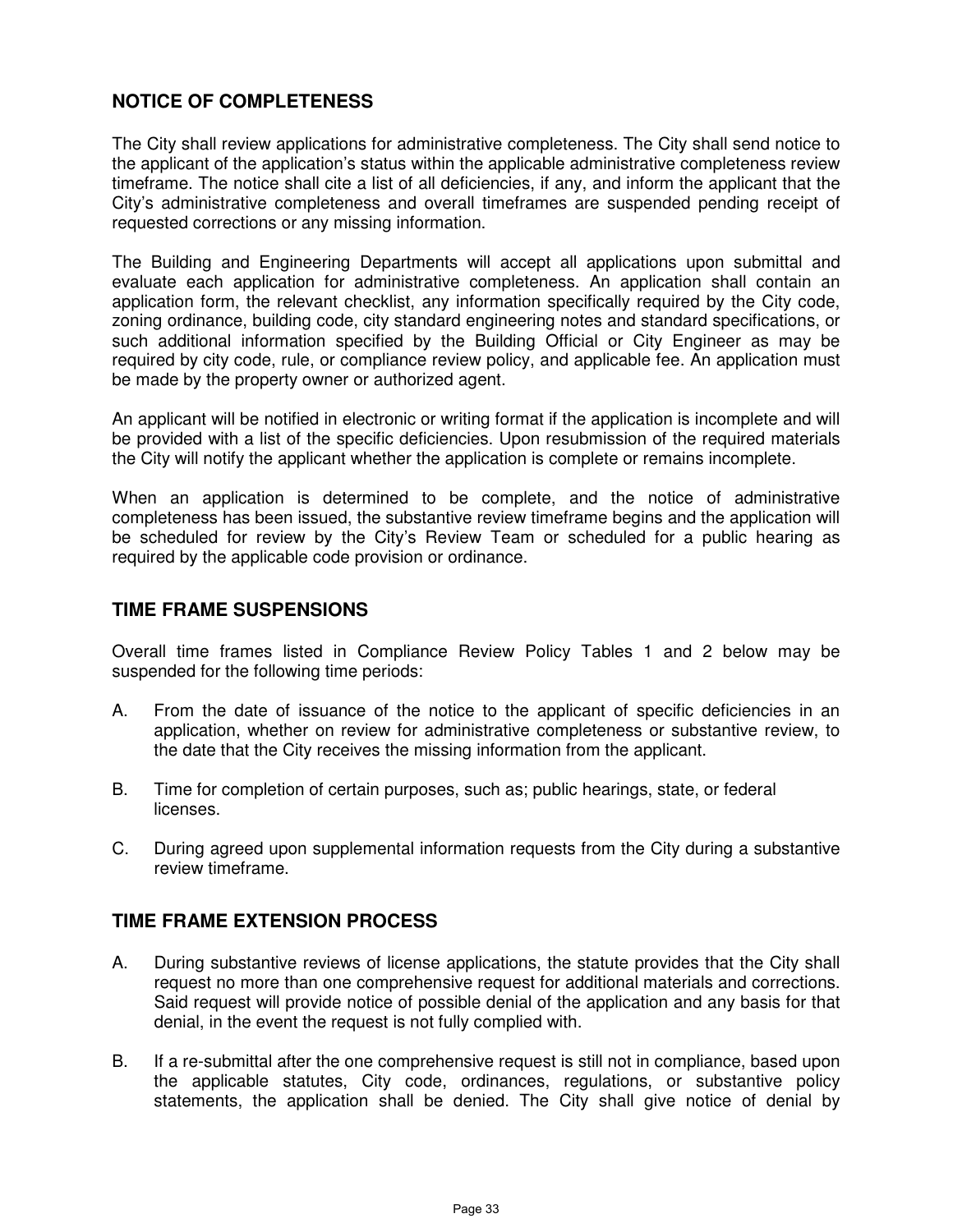## NOTICE OF COMPLETENESS

The City shall review applications for administrative completeness. The City shall send notice to the applicant of the application's status within the applicable administrative completeness review timeframe. The notice shall cite a list of all deficiencies, if any, and inform the applicant that the City's administrative completeness and overall timeframes are suspended pending receipt of requested corrections or any missing information.

The Building and Engineering Departments will accept all applications upon submittal and evaluate each application for administrative completeness. An application shall contain an application form, the relevant checklist, any information specifically required by the City code, zoning ordinance, building code, city standard engineering notes and standard specifications, or such additional information specified by the Building Official or City Engineer as may be required by city code, rule, or compliance review policy, and applicable fee. An application must be made by the property owner or authorized agent.

An applicant will be notified in electronic or writing format if the application is incomplete and will be provided with a list of the specific deficiencies. Upon resubmission of the required materials the City will notify the applicant whether the application is complete or remains incomplete.

When an application is determined to be complete, and the notice of administrative completeness has been issued, the substantive review timeframe begins and the application will be scheduled for review by the City's Review Team or scheduled for a public hearing as required by the applicable code provision or ordinance.

## TIME FRAME SUSPENSIONS

Overall time frames listed in Compliance Review Policy Tables 1 and 2 below may be suspended for the following time periods:

A. From the date of issuance of the notice to the applicant of specific deficiencies in an application, whether on review for administrative completeness or substantive review, to the date that the City receives the missing information from the applicant.

B. Time for completion of certain purposes, such as; public hearings, state, or federal licenses.

C. During agreed upon supplemental information requests from the City during a substantive review timeframe.

## TIME FRAME EXTENSION PROCESS

A. During substantive reviews of license applications, the statute provides that the City shall request no more than one comprehensive request for additional materials and corrections. Said request will provide notice of possible denial of the application and any basis for that denial, in the event the request is not fully complied with.

B. If a re-submittal after the one comprehensive request is still not in compliance, based upon the applicable statutes, City code, ordinances, regulations, or substantive policy statements, the application shall be denied. The City shall give notice of denial by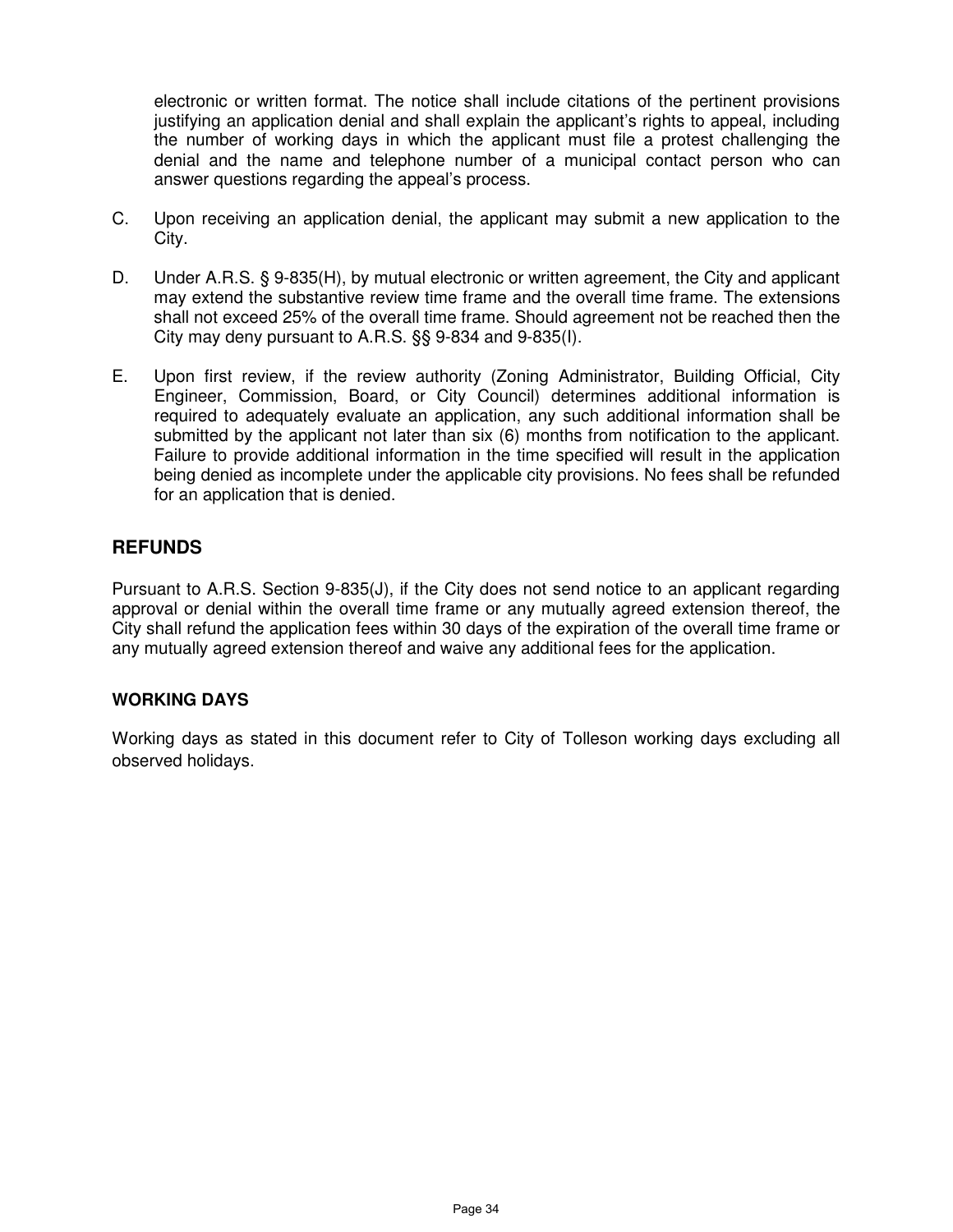electronic or written format. The notice shall include citations of the pertinent provisions justifying an application denial and shall explain the applicant's rights to appeal, including the number of working days in which the applicant must file a protest challenging the denial and the name and telephone number of a municipal contact person who can answer questions regarding the appeal's process.

C. Upon receiving an application denial, the applicant may submit a new application to the City.

D. Under A.R.S. § 9-835(H), by mutual electronic or written agreement, the City and applicant may extend the substantive review time frame and the overall time frame. The extensions shall not exceed 25% of the overall time frame. Should agreement not be reached then the City may deny pursuant to A.R.S. §§ 9-834 and 9-835(I).

E. Upon first review, if the review authority (Zoning Administrator, Building Official, City Engineer, Commission, Board, or City Council) determines additional information is required to adequately evaluate an application, any such additional information shall be submitted by the applicant not later than six (6) months from notification to the applicant. Failure to provide additional information in the time specified will result in the application being denied as incomplete under the applicable city provisions. No fees shall be refunded for an application that is denied.

## REFUNDS

Pursuant to A.R.S. Section 9-835(J), if the City does not send notice to an applicant regarding approval or denial within the overall time frame or any mutually agreed extension thereof, the City shall refund the application fees within 30 days of the expiration of the overall time frame or any mutually agreed extension thereof and waive any additional fees for the application.

### WORKING DAYS

Working days as stated in this document refer to City of Tolleson working days excluding all observed holidays.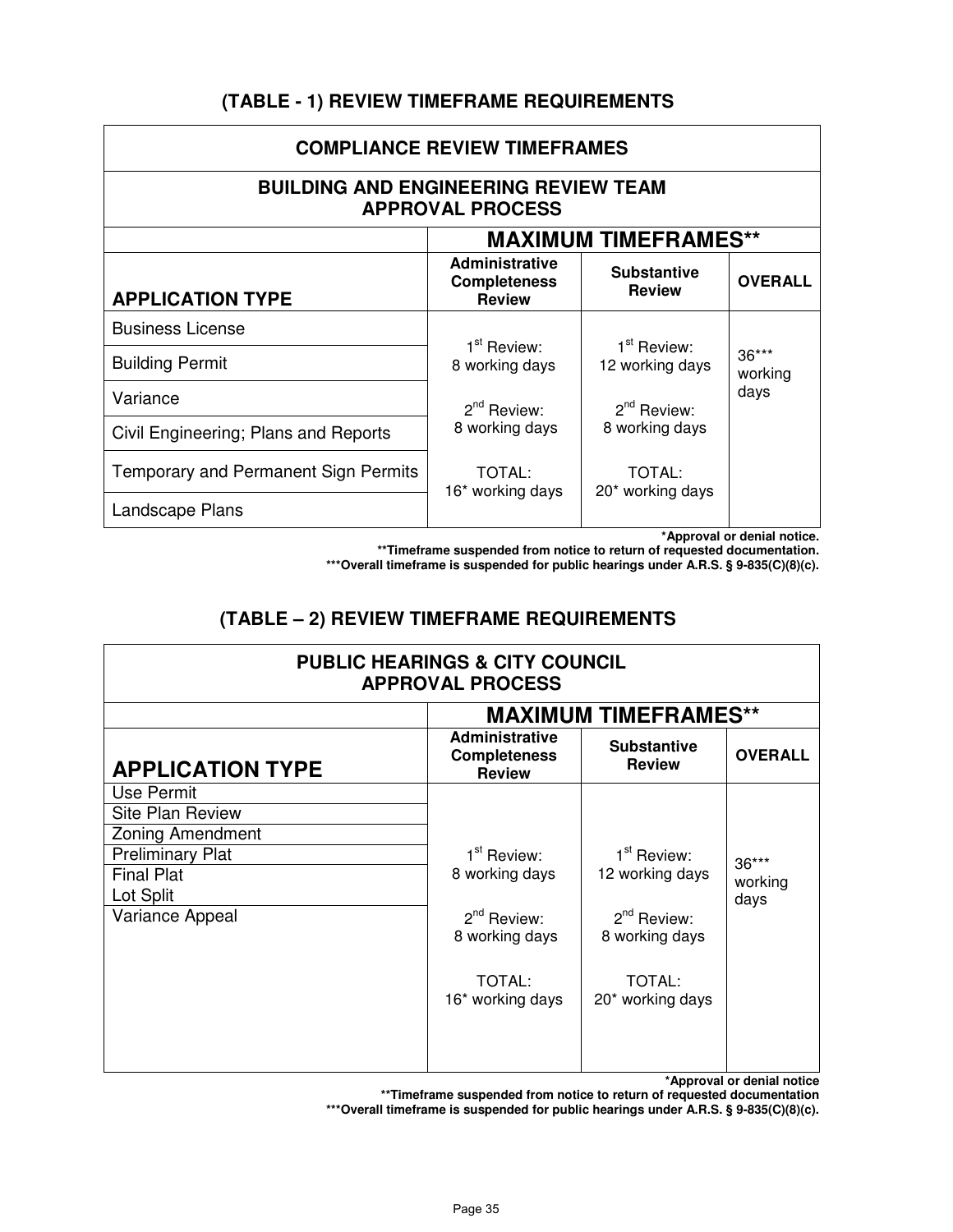## (TABLE - 1) REVIEW TIMEFRAME REQUIREMENTS

| COMPLIANCE REVIEW TIMEFRAMES | | | |
|---|---|---|---|
| **BUILDING AND ENGINEERING REVIEW TEAM APPROVAL PROCESS** | | | |
| | **MAXIMUM TIMEFRAMES**** | | |
| **APPLICATION TYPE** | **Administrative Completeness Review** | **Substantive Review** | **OVERALL** |
| Business License | 1st Review: 8 working days<br><br>2nd Review: 8 working days<br><br>TOTAL: 16* working days | 1st Review: 12 working days<br><br>2nd Review: 8 working days<br><br>TOTAL: 20* working days | 36*** working days |
| Building Permit | | | |
| Variance | | | |
| Civil Engineering; Plans and Reports | | | |
| Temporary and Permanent Sign Permits | | | |
| Landscape Plans | | | |

**\*Approval or denial notice.**
**\*\*Timeframe suspended from notice to return of requested documentation.**
**\*\*\*Overall timeframe is suspended for public hearings under A.R.S. § 9-835(C)(8)(c).**

## (TABLE – 2) REVIEW TIMEFRAME REQUIREMENTS

| PUBLIC HEARINGS & CITY COUNCIL APPROVAL PROCESS | | | |
|---|---|---|---|
| | **MAXIMUM TIMEFRAMES**** | | |
| **APPLICATION TYPE** | **Administrative Completeness Review** | **Substantive Review** | **OVERALL** |
| Use Permit | 1st Review: 8 working days<br><br>2nd Review: 8 working days<br><br>TOTAL: 16* working days | 1st Review: 12 working days<br><br>2nd Review: 8 working days<br><br>TOTAL: 20* working days | 36*** working days |
| Site Plan Review | | | |
| Zoning Amendment | | | |
| Preliminary Plat | | | |
| Final Plat<br>Lot Split | | | |
| Variance Appeal | | | |

**\*Approval or denial notice**
**\*\*Timeframe suspended from notice to return of requested documentation**
**\*\*\*Overall timeframe is suspended for public hearings under A.R.S. § 9-835(C)(8)(c).**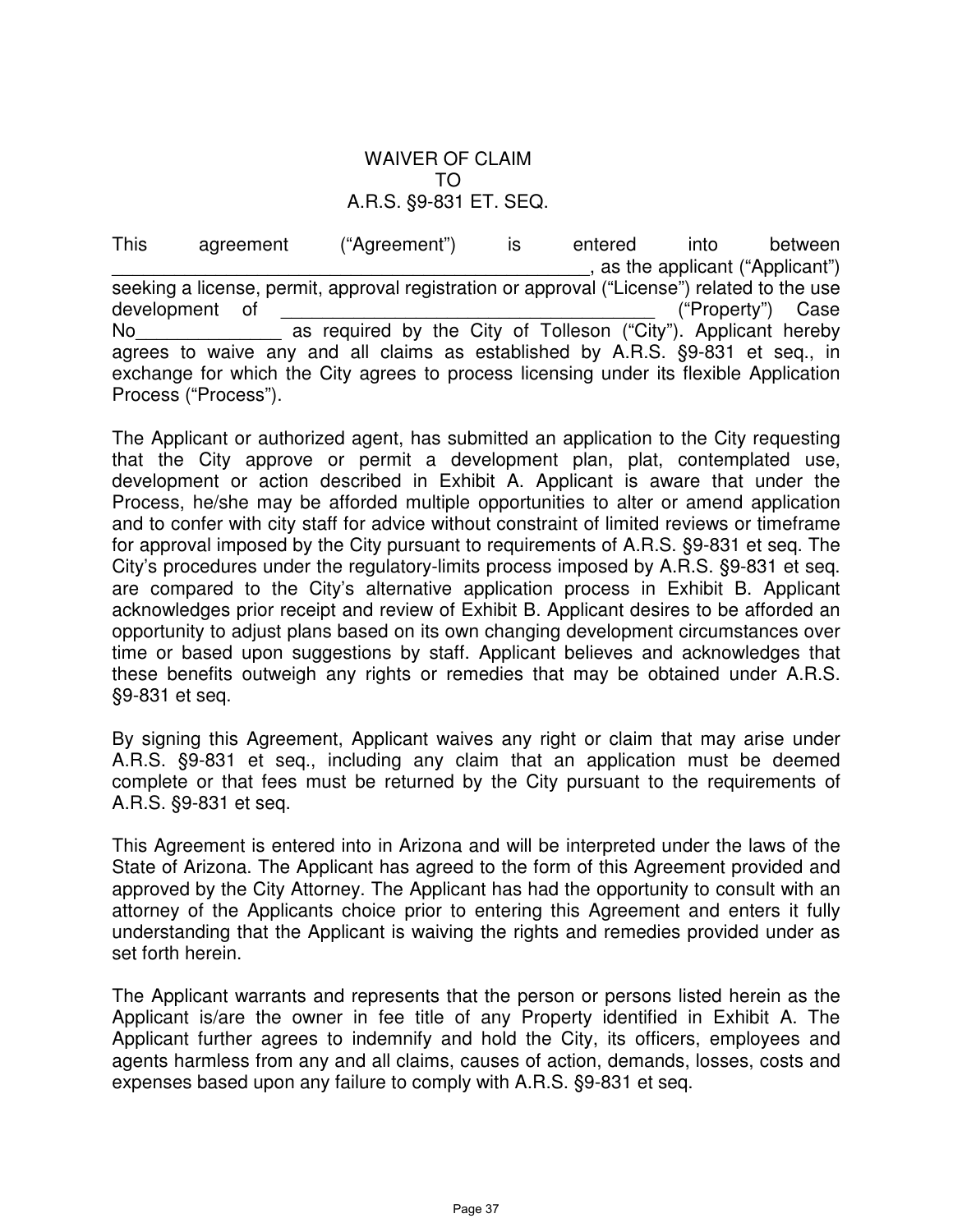# WAIVER OF CLAIM
# TO
# A.R.S. §9-831 ET. SEQ.

This agreement ("Agreement") is entered into between _______________________________________________, as the applicant ("Applicant") seeking a license, permit, approval registration or approval ("License") related to the use development of ___________________________________ ("Property") Case No______________ as required by the City of Tolleson ("City"). Applicant hereby agrees to waive any and all claims as established by A.R.S. §9-831 et seq., in exchange for which the City agrees to process licensing under its flexible Application Process ("Process").

The Applicant or authorized agent, has submitted an application to the City requesting that the City approve or permit a development plan, plat, contemplated use, development or action described in Exhibit A. Applicant is aware that under the Process, he/she may be afforded multiple opportunities to alter or amend application and to confer with city staff for advice without constraint of limited reviews or timeframe for approval imposed by the City pursuant to requirements of A.R.S. §9-831 et seq. The City's procedures under the regulatory-limits process imposed by A.R.S. §9-831 et seq. are compared to the City's alternative application process in Exhibit B. Applicant acknowledges prior receipt and review of Exhibit B. Applicant desires to be afforded an opportunity to adjust plans based on its own changing development circumstances over time or based upon suggestions by staff. Applicant believes and acknowledges that these benefits outweigh any rights or remedies that may be obtained under A.R.S. §9-831 et seq.

By signing this Agreement, Applicant waives any right or claim that may arise under A.R.S. §9-831 et seq., including any claim that an application must be deemed complete or that fees must be returned by the City pursuant to the requirements of A.R.S. §9-831 et seq.

This Agreement is entered into in Arizona and will be interpreted under the laws of the State of Arizona. The Applicant has agreed to the form of this Agreement provided and approved by the City Attorney. The Applicant has had the opportunity to consult with an attorney of the Applicants choice prior to entering this Agreement and enters it fully understanding that the Applicant is waiving the rights and remedies provided under as set forth herein.

The Applicant warrants and represents that the person or persons listed herein as the Applicant is/are the owner in fee title of any Property identified in Exhibit A. The Applicant further agrees to indemnify and hold the City, its officers, employees and agents harmless from any and all claims, causes of action, demands, losses, costs and expenses based upon any failure to comply with A.R.S. §9-831 et seq.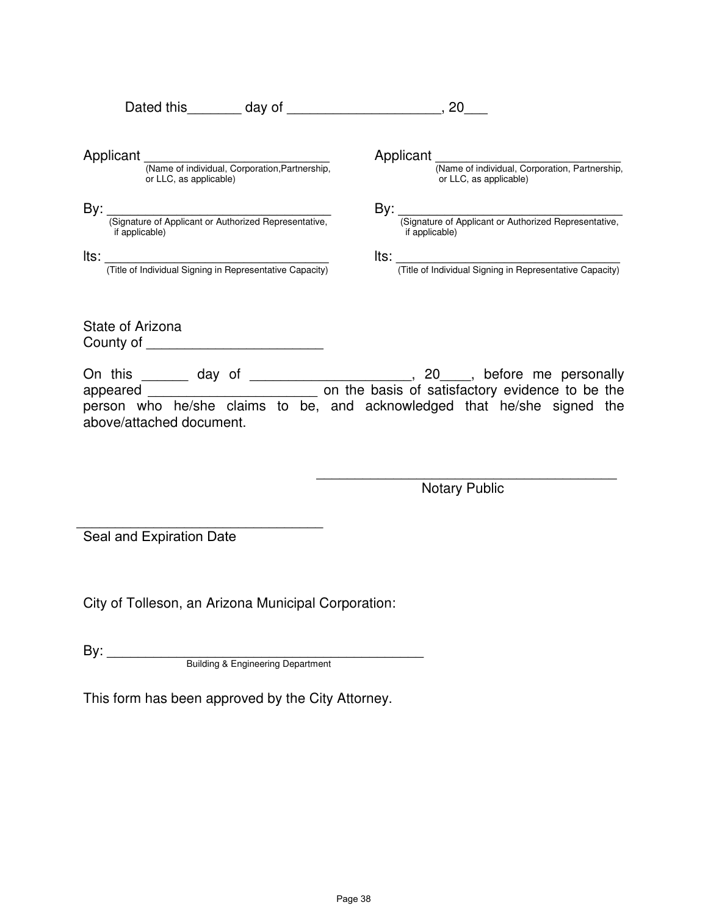Dated this_______ day of ____________________, 20___

Applicant __________________________
(Name of individual, Corporation,Partnership, or LLC, as applicable)

By: _________________________________
(Signature of Applicant or Authorized Representative, if applicable)

Its: _________________________________
(Title of Individual Signing in Representative Capacity)

Applicant __________________________
(Name of individual, Corporation, Partnership, or LLC, as applicable)

By: _________________________________
(Signature of Applicant or Authorized Representative, if applicable)

Its: _________________________________
(Title of Individual Signing in Representative Capacity)

State of Arizona
County of _______________________

On this ______ day of _____________________, 20____, before me personally appeared ______________________ on the basis of satisfactory evidence to be the person who he/she claims to be, and acknowledged that he/she signed the above/attached document.

_______________________________________
Notary Public

_________________________________
Seal and Expiration Date

City of Tolleson, an Arizona Municipal Corporation:

By: ____________________________________________
Building & Engineering Department

This form has been approved by the City Attorney.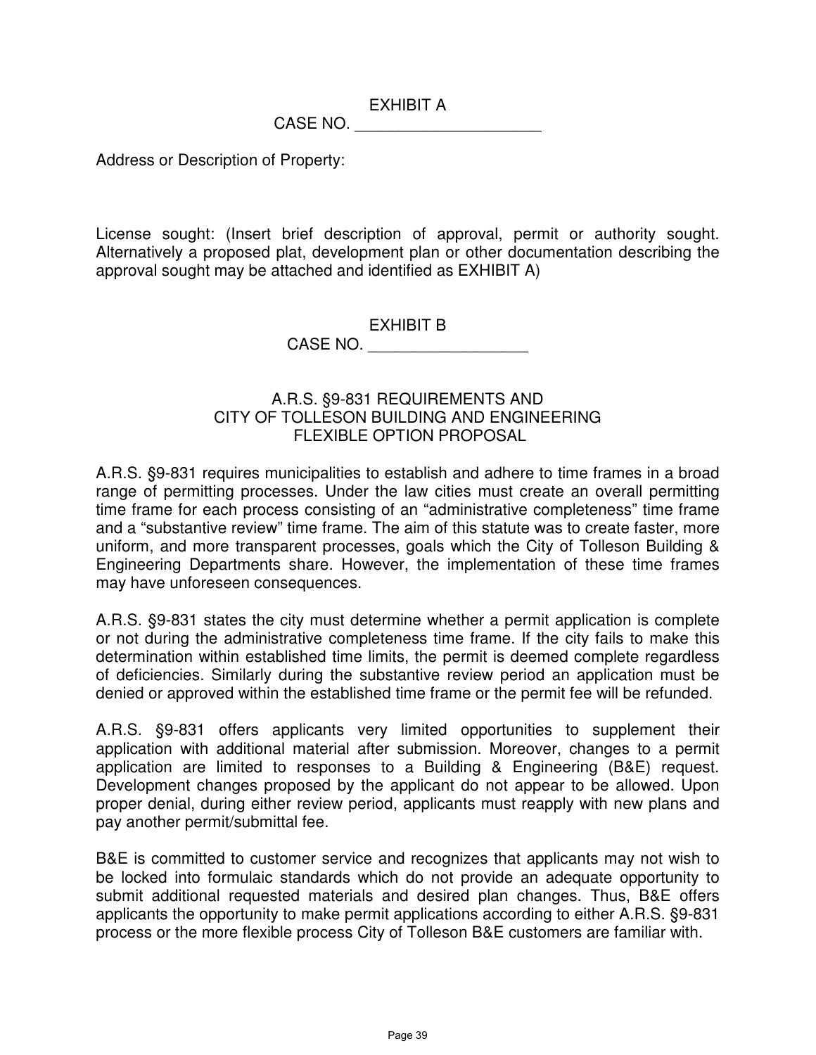EXHIBIT A

CASE NO. _____________________

Address or Description of Property:

License sought: (Insert brief description of approval, permit or authority sought. Alternatively a proposed plat, development plan or other documentation describing the approval sought may be attached and identified as EXHIBIT A)

EXHIBIT B

CASE NO. __________________

A.R.S. §9-831 REQUIREMENTS AND
CITY OF TOLLESON BUILDING AND ENGINEERING
FLEXIBLE OPTION PROPOSAL

A.R.S. §9-831 requires municipalities to establish and adhere to time frames in a broad range of permitting processes. Under the law cities must create an overall permitting time frame for each process consisting of an "administrative completeness" time frame and a "substantive review" time frame. The aim of this statute was to create faster, more uniform, and more transparent processes, goals which the City of Tolleson Building & Engineering Departments share. However, the implementation of these time frames may have unforeseen consequences.

A.R.S. §9-831 states the city must determine whether a permit application is complete or not during the administrative completeness time frame. If the city fails to make this determination within established time limits, the permit is deemed complete regardless of deficiencies. Similarly during the substantive review period an application must be denied or approved within the established time frame or the permit fee will be refunded.

A.R.S. §9-831 offers applicants very limited opportunities to supplement their application with additional material after submission. Moreover, changes to a permit application are limited to responses to a Building & Engineering (B&E) request. Development changes proposed by the applicant do not appear to be allowed. Upon proper denial, during either review period, applicants must reapply with new plans and pay another permit/submittal fee.

B&E is committed to customer service and recognizes that applicants may not wish to be locked into formulaic standards which do not provide an adequate opportunity to submit additional requested materials and desired plan changes. Thus, B&E offers applicants the opportunity to make permit applications according to either A.R.S. §9-831 process or the more flexible process City of Tolleson B&E customers are familiar with.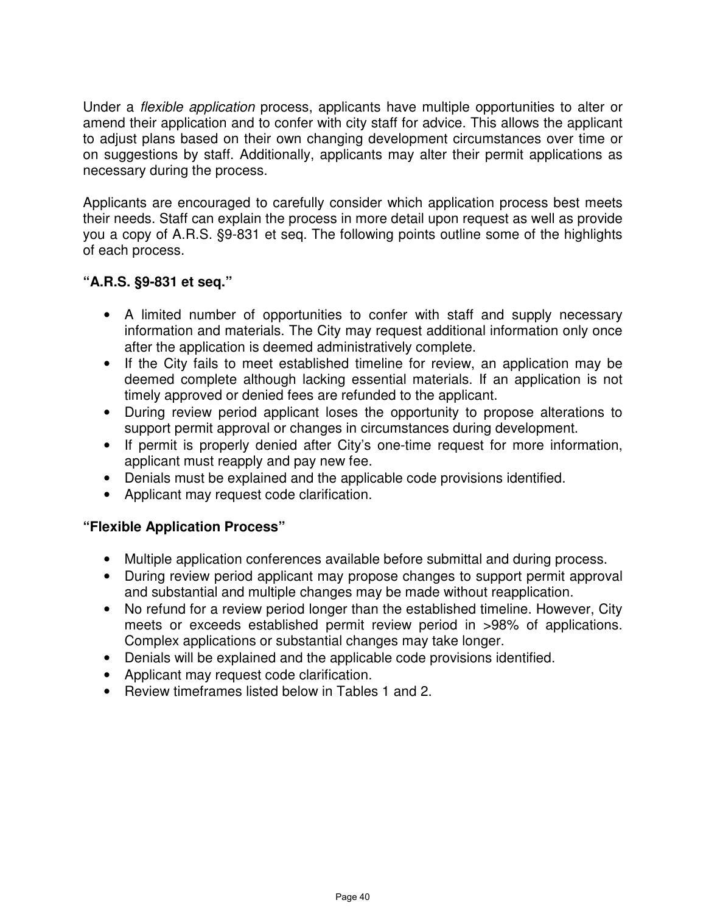Under a *flexible application* process, applicants have multiple opportunities to alter or amend their application and to confer with city staff for advice. This allows the applicant to adjust plans based on their own changing development circumstances over time or on suggestions by staff. Additionally, applicants may alter their permit applications as necessary during the process.

Applicants are encouraged to carefully consider which application process best meets their needs. Staff can explain the process in more detail upon request as well as provide you a copy of A.R.S. §9-831 et seq. The following points outline some of the highlights of each process.

**"A.R.S. §9-831 et seq."**

- A limited number of opportunities to confer with staff and supply necessary information and materials. The City may request additional information only once after the application is deemed administratively complete.
- If the City fails to meet established timeline for review, an application may be deemed complete although lacking essential materials. If an application is not timely approved or denied fees are refunded to the applicant.
- During review period applicant loses the opportunity to propose alterations to support permit approval or changes in circumstances during development.
- If permit is properly denied after City's one-time request for more information, applicant must reapply and pay new fee.
- Denials must be explained and the applicable code provisions identified.
- Applicant may request code clarification.

**"Flexible Application Process"**

- Multiple application conferences available before submittal and during process.
- During review period applicant may propose changes to support permit approval and substantial and multiple changes may be made without reapplication.
- No refund for a review period longer than the established timeline. However, City meets or exceeds established permit review period in >98% of applications. Complex applications or substantial changes may take longer.
- Denials will be explained and the applicable code provisions identified.
- Applicant may request code clarification.
- Review timeframes listed below in Tables 1 and 2.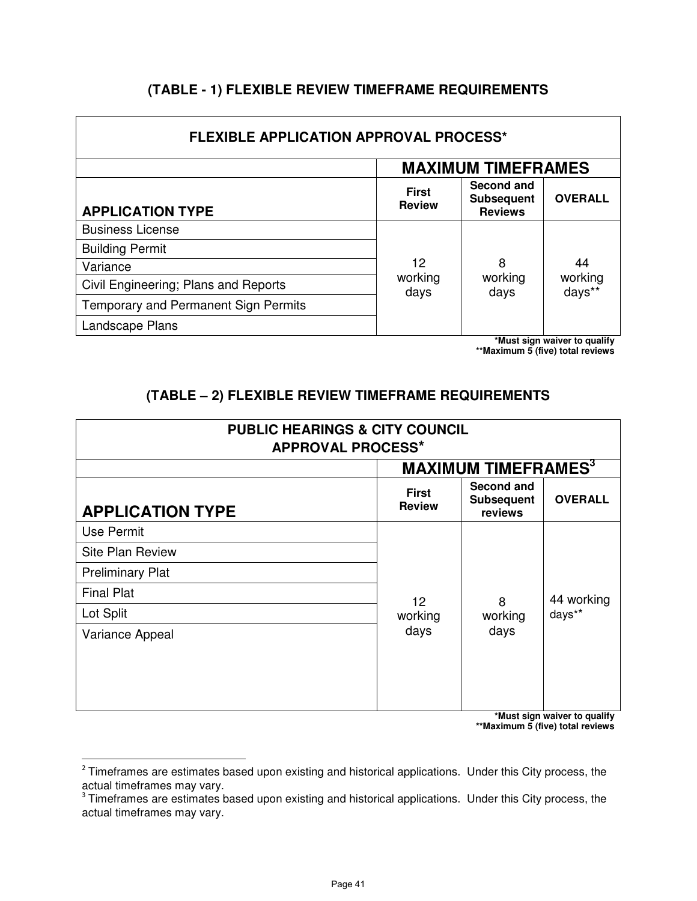## (TABLE - 1) FLEXIBLE REVIEW TIMEFRAME REQUIREMENTS

| FLEXIBLE APPLICATION APPROVAL PROCESS* | | | |
|---|---|---|---|
| | **MAXIMUM TIMEFRAMES** | | |
| **APPLICATION TYPE** | **First Review** | **Second and Subsequent Reviews** | **OVERALL** |
| Business License | 12 working days | 8 working days | 44 working days** |
| Building Permit | | | |
| Variance | | | |
| Civil Engineering; Plans and Reports | | | |
| Temporary and Permanent Sign Permits | | | |
| Landscape Plans | | | |

***Must sign waiver to qualify**
****Maximum 5 (five) total reviews**

## (TABLE – 2) FLEXIBLE REVIEW TIMEFRAME REQUIREMENTS

| PUBLIC HEARINGS & CITY COUNCIL APPROVAL PROCESS* | | | |
|---|---|---|---|
| | **MAXIMUM TIMEFRAMES[3]** | | |
| **APPLICATION TYPE** | **First Review** | **Second and Subsequent reviews** | **OVERALL** |
| Use Permit | 12 working days | 8 working days | 44 working days** |
| Site Plan Review | | | |
| Preliminary Plat | | | |
| Final Plat | | | |
| Lot Split | | | |
| Variance Appeal | | | |

***Must sign waiver to qualify**
****Maximum 5 (five) total reviews**

---

[2] Timeframes are estimates based upon existing and historical applications. Under this City process, the actual timeframes may vary.
[3] Timeframes are estimates based upon existing and historical applications. Under this City process, the actual timeframes may vary.